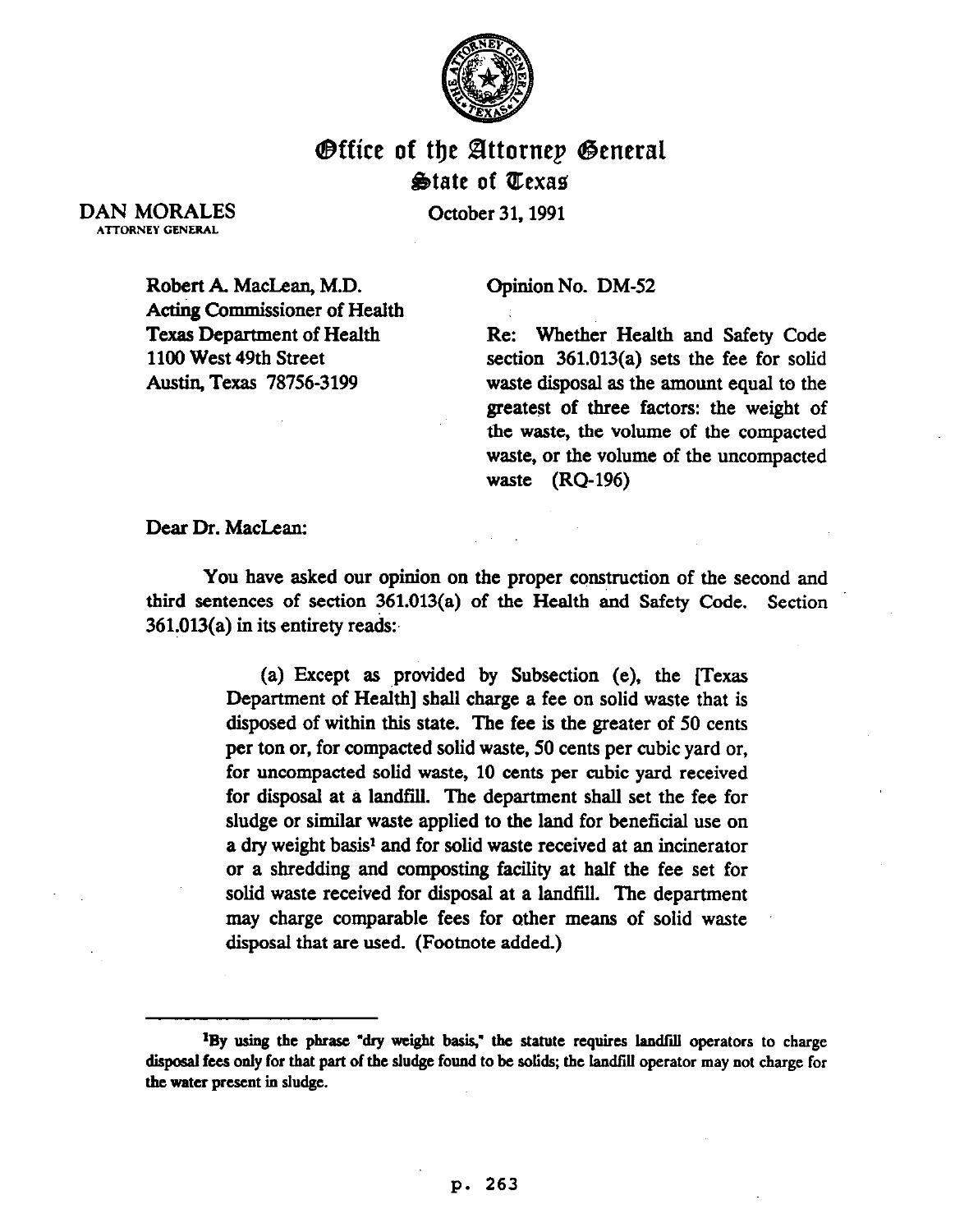# Office of the Attorney General
## State of Texas

DAN MORALES
ATTORNEY GENERAL

October 31, 1991

Robert A. MacLean, M.D.
Acting Commissioner of Health
Texas Department of Health
1100 West 49th Street
Austin, Texas 78756-3199

Opinion No. DM-52

Re: Whether Health and Safety Code section 361.013(a) sets the fee for solid waste disposal as the amount equal to the greatest of three factors: the weight of the waste, the volume of the compacted waste, or the volume of the uncompacted waste (RQ-196)

Dear Dr. MacLean:

You have asked our opinion on the proper construction of the second and third sentences of section 361.013(a) of the Health and Safety Code. Section 361.013(a) in its entirety reads:

> (a) Except as provided by Subsection (e), the [Texas Department of Health] shall charge a fee on solid waste that is disposed of within this state. The fee is the greater of 50 cents per ton or, for compacted solid waste, 50 cents per cubic yard or, for uncompacted solid waste, 10 cents per cubic yard received for disposal at a landfill. The department shall set the fee for sludge or similar waste applied to the land for beneficial use on a dry weight basis[1] and for solid waste received at an incinerator or a shredding and composting facility at half the fee set for solid waste received for disposal at a landfill. The department may charge comparable fees for other means of solid waste disposal that are used. (Footnote added.)

---

[1] By using the phrase "dry weight basis," the statute requires landfill operators to charge disposal fees only for that part of the sludge found to be solids; the landfill operator may not charge for the water present in sludge.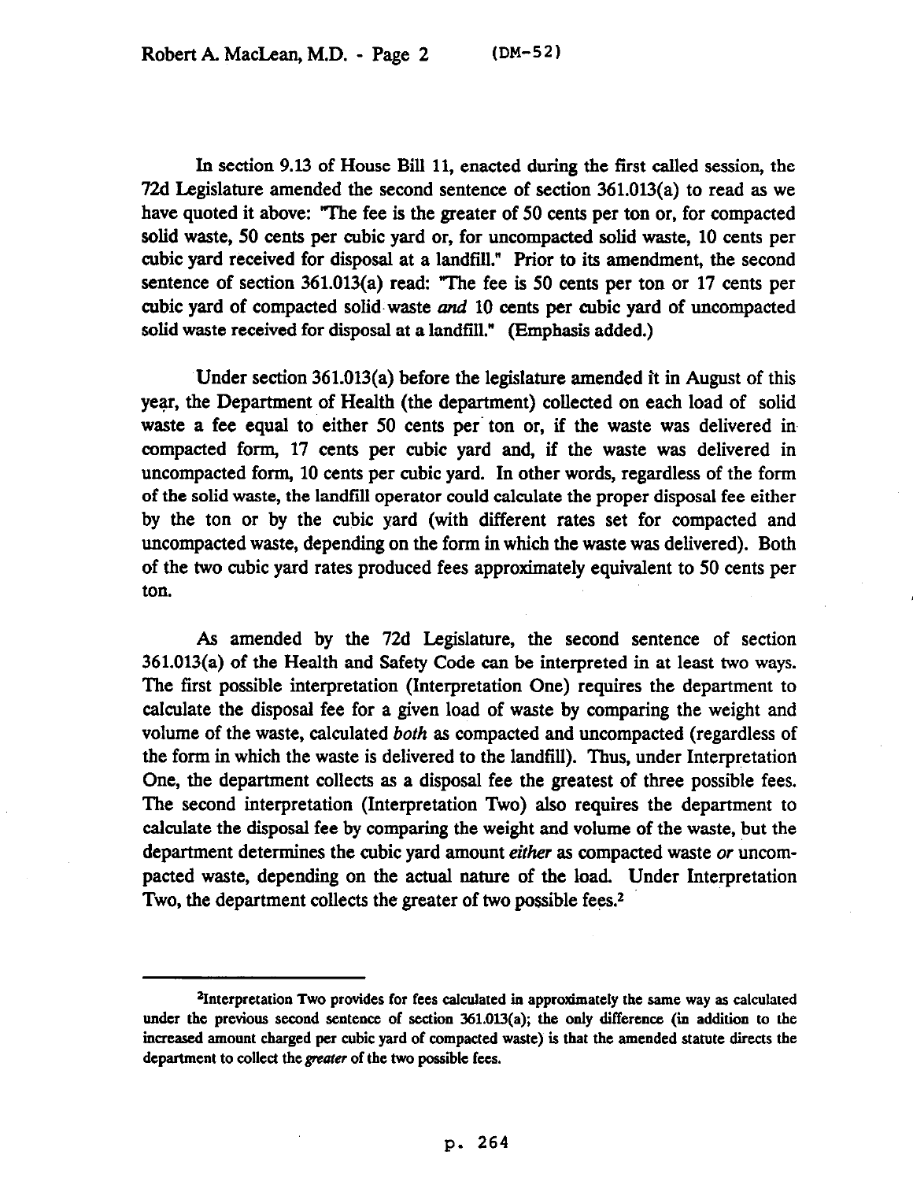In section 9.13 of House Bill 11, enacted during the first called session, the 72d Legislature amended the second sentence of section 361.013(a) to read as we have quoted it above: "The fee is the greater of 50 cents per ton or, for compacted solid waste, 50 cents per cubic yard or, for uncompacted solid waste, 10 cents per cubic yard received for disposal at a landfill." Prior to its amendment, the second sentence of section 361.013(a) read: "The fee is 50 cents per ton or 17 cents per cubic yard of compacted solid waste *and* 10 cents per cubic yard of uncompacted solid waste received for disposal at a landfill." (Emphasis added.)

Under section 361.013(a) before the legislature amended it in August of this year, the Department of Health (the department) collected on each load of solid waste a fee equal to either 50 cents per ton or, if the waste was delivered in compacted form, 17 cents per cubic yard and, if the waste was delivered in uncompacted form, 10 cents per cubic yard. In other words, regardless of the form of the solid waste, the landfill operator could calculate the proper disposal fee either by the ton or by the cubic yard (with different rates set for compacted and uncompacted waste, depending on the form in which the waste was delivered). Both of the two cubic yard rates produced fees approximately equivalent to 50 cents per ton.

As amended by the 72d Legislature, the second sentence of section 361.013(a) of the Health and Safety Code can be interpreted in at least two ways. The first possible interpretation (Interpretation One) requires the department to calculate the disposal fee for a given load of waste by comparing the weight and volume of the waste, calculated *both* as compacted and uncompacted (regardless of the form in which the waste is delivered to the landfill). Thus, under Interpretation One, the department collects as a disposal fee the greatest of three possible fees. The second interpretation (Interpretation Two) also requires the department to calculate the disposal fee by comparing the weight and volume of the waste, but the department determines the cubic yard amount *either* as compacted waste *or* uncompacted waste, depending on the actual nature of the load. Under Interpretation Two, the department collects the greater of two possible fees.[2]

---

[2]Interpretation Two provides for fees calculated in approximately the same way as calculated under the previous second sentence of section 361.013(a); the only difference (in addition to the increased amount charged per cubic yard of compacted waste) is that the amended statute directs the department to collect the *greater* of the two possible fees.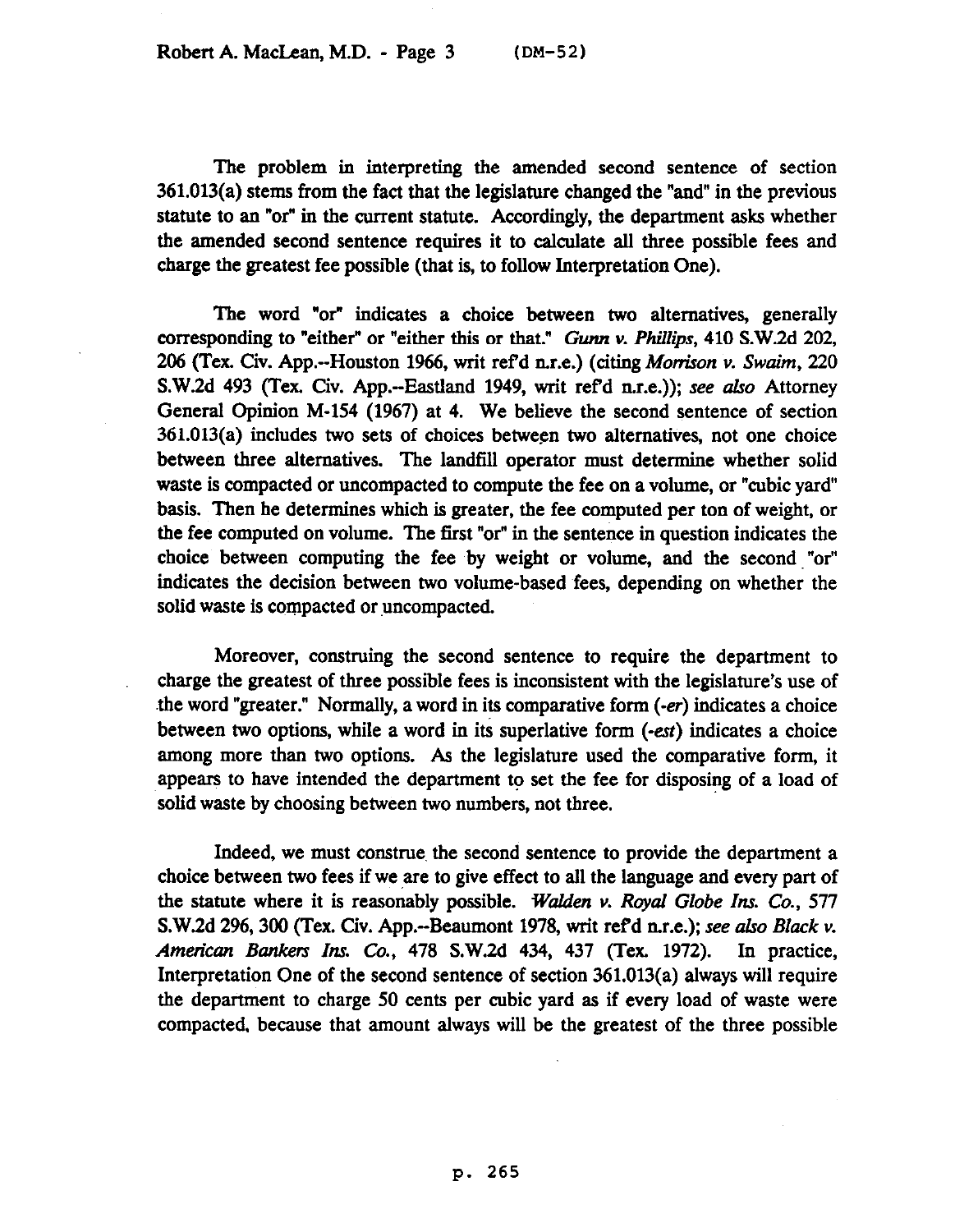The problem in interpreting the amended second sentence of section 361.013(a) stems from the fact that the legislature changed the "and" in the previous statute to an "or" in the current statute. Accordingly, the department asks whether the amended second sentence requires it to calculate all three possible fees and charge the greatest fee possible (that is, to follow Interpretation One).

The word "or" indicates a choice between two alternatives, generally corresponding to "either" or "either this or that." *Gunn v. Phillips*, 410 S.W.2d 202, 206 (Tex. Civ. App.--Houston 1966, writ ref'd n.r.e.) (citing *Morrison v. Swaim*, 220 S.W.2d 493 (Tex. Civ. App.--Eastland 1949, writ ref'd n.r.e.)); *see also* Attorney General Opinion M-154 (1967) at 4. We believe the second sentence of section 361.013(a) includes two sets of choices between two alternatives, not one choice between three alternatives. The landfill operator must determine whether solid waste is compacted or uncompacted to compute the fee on a volume, or "cubic yard" basis. Then he determines which is greater, the fee computed per ton of weight, or the fee computed on volume. The first "or" in the sentence in question indicates the choice between computing the fee by weight or volume, and the second "or" indicates the decision between two volume-based fees, depending on whether the solid waste is compacted or uncompacted.

Moreover, construing the second sentence to require the department to charge the greatest of three possible fees is inconsistent with the legislature's use of the word "greater." Normally, a word in its comparative form (*-er*) indicates a choice between two options, while a word in its superlative form (*-est*) indicates a choice among more than two options. As the legislature used the comparative form, it appears to have intended the department to set the fee for disposing of a load of solid waste by choosing between two numbers, not three.

Indeed, we must construe the second sentence to provide the department a choice between two fees if we are to give effect to all the language and every part of the statute where it is reasonably possible. *Walden v. Royal Globe Ins. Co.*, 577 S.W.2d 296, 300 (Tex. Civ. App.--Beaumont 1978, writ ref'd n.r.e.); *see also Black v. American Bankers Ins. Co.*, 478 S.W.2d 434, 437 (Tex. 1972). In practice, Interpretation One of the second sentence of section 361.013(a) always will require the department to charge 50 cents per cubic yard as if every load of waste were compacted, because that amount always will be the greatest of the three possible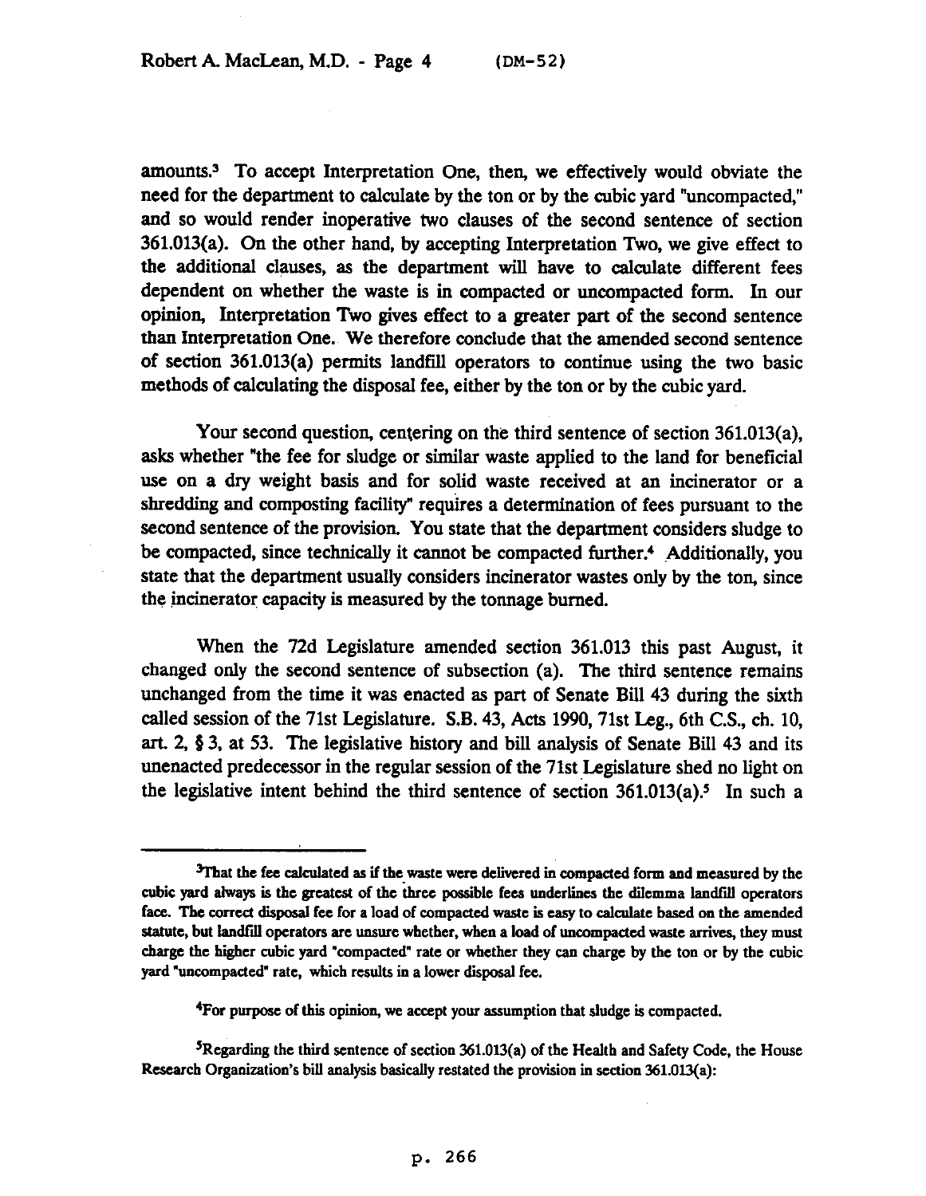amounts.[3] To accept Interpretation One, then, we effectively would obviate the need for the department to calculate by the ton or by the cubic yard "uncompacted," and so would render inoperative two clauses of the second sentence of section 361.013(a). On the other hand, by accepting Interpretation Two, we give effect to the additional clauses, as the department will have to calculate different fees dependent on whether the waste is in compacted or uncompacted form. In our opinion, Interpretation Two gives effect to a greater part of the second sentence than Interpretation One. We therefore conclude that the amended second sentence of section 361.013(a) permits landfill operators to continue using the two basic methods of calculating the disposal fee, either by the ton or by the cubic yard.

Your second question, centering on the third sentence of section 361.013(a), asks whether "the fee for sludge or similar waste applied to the land for beneficial use on a dry weight basis and for solid waste received at an incinerator or a shredding and composting facility" requires a determination of fees pursuant to the second sentence of the provision. You state that the department considers sludge to be compacted, since technically it cannot be compacted further.[4] Additionally, you state that the department usually considers incinerator wastes only by the ton, since the incinerator capacity is measured by the tonnage burned.

When the 72d Legislature amended section 361.013 this past August, it changed only the second sentence of subsection (a). The third sentence remains unchanged from the time it was enacted as part of Senate Bill 43 during the sixth called session of the 71st Legislature. S.B. 43, Acts 1990, 71st Leg., 6th C.S., ch. 10, art. 2, § 3, at 53. The legislative history and bill analysis of Senate Bill 43 and its unenacted predecessor in the regular session of the 71st Legislature shed no light on the legislative intent behind the third sentence of section 361.013(a).[5] In such a

---

[3]That the fee calculated as if the waste were delivered in compacted form and measured by the cubic yard always is the greatest of the three possible fees underlines the dilemma landfill operators face. The correct disposal fee for a load of compacted waste is easy to calculate based on the amended statute, but landfill operators are unsure whether, when a load of uncompacted waste arrives, they must charge the higher cubic yard "compacted" rate or whether they can charge by the ton or by the cubic yard "uncompacted" rate, which results in a lower disposal fee.

[4]For purpose of this opinion, we accept your assumption that sludge is compacted.

[5]Regarding the third sentence of section 361.013(a) of the Health and Safety Code, the House Research Organization's bill analysis basically restated the provision in section 361.013(a):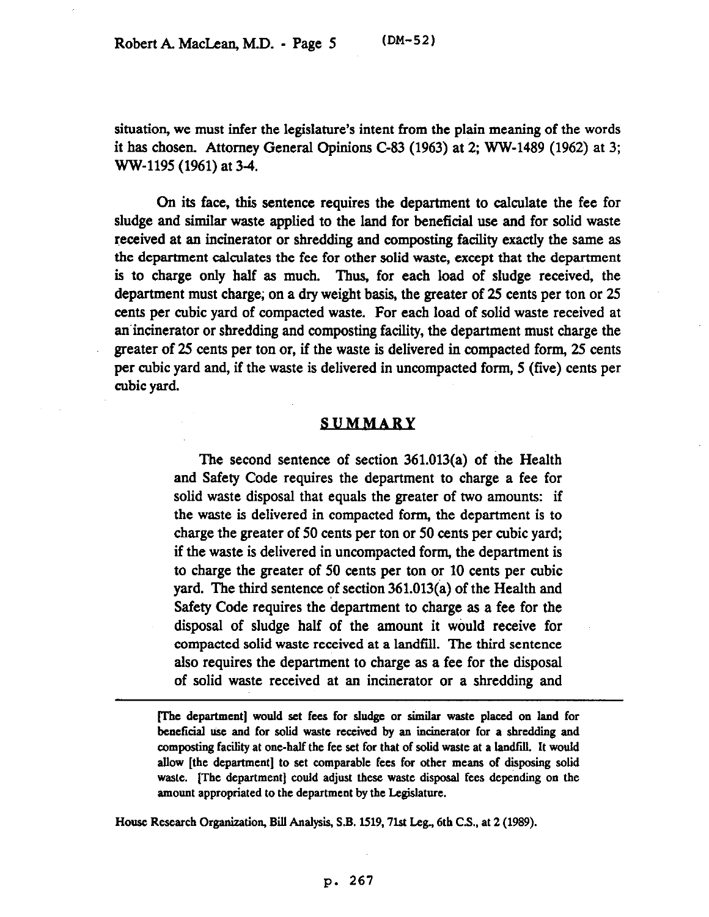situation, we must infer the legislature's intent from the plain meaning of the words it has chosen. Attorney General Opinions C-83 (1963) at 2; WW-1489 (1962) at 3; WW-1195 (1961) at 3-4.

On its face, this sentence requires the department to calculate the fee for sludge and similar waste applied to the land for beneficial use and for solid waste received at an incinerator or shredding and composting facility exactly the same as the department calculates the fee for other solid waste, except that the department is to charge only half as much. Thus, for each load of sludge received, the department must charge, on a dry weight basis, the greater of 25 cents per ton or 25 cents per cubic yard of compacted waste. For each load of solid waste received at an incinerator or shredding and composting facility, the department must charge the greater of 25 cents per ton or, if the waste is delivered in compacted form, 25 cents per cubic yard and, if the waste is delivered in uncompacted form, 5 (five) cents per cubic yard.

## SUMMARY

> The second sentence of section 361.013(a) of the Health and Safety Code requires the department to charge a fee for solid waste disposal that equals the greater of two amounts: if the waste is delivered in compacted form, the department is to charge the greater of 50 cents per ton or 50 cents per cubic yard; if the waste is delivered in uncompacted form, the department is to charge the greater of 50 cents per ton or 10 cents per cubic yard. The third sentence of section 361.013(a) of the Health and Safety Code requires the department to charge as a fee for the disposal of sludge half of the amount it would receive for compacted solid waste received at a landfill. The third sentence also requires the department to charge as a fee for the disposal of solid waste received at an incinerator or a shredding and

---

> [The department] would set fees for sludge or similar waste placed on land for beneficial use and for solid waste received by an incinerator for a shredding and composting facility at one-half the fee set for that of solid waste at a landfill. It would allow [the department] to set comparable fees for other means of disposing solid waste. [The department] could adjust these waste disposal fees depending on the amount appropriated to the department by the Legislature.

House Research Organization, Bill Analysis, S.B. 1519, 71st Leg., 6th C.S., at 2 (1989).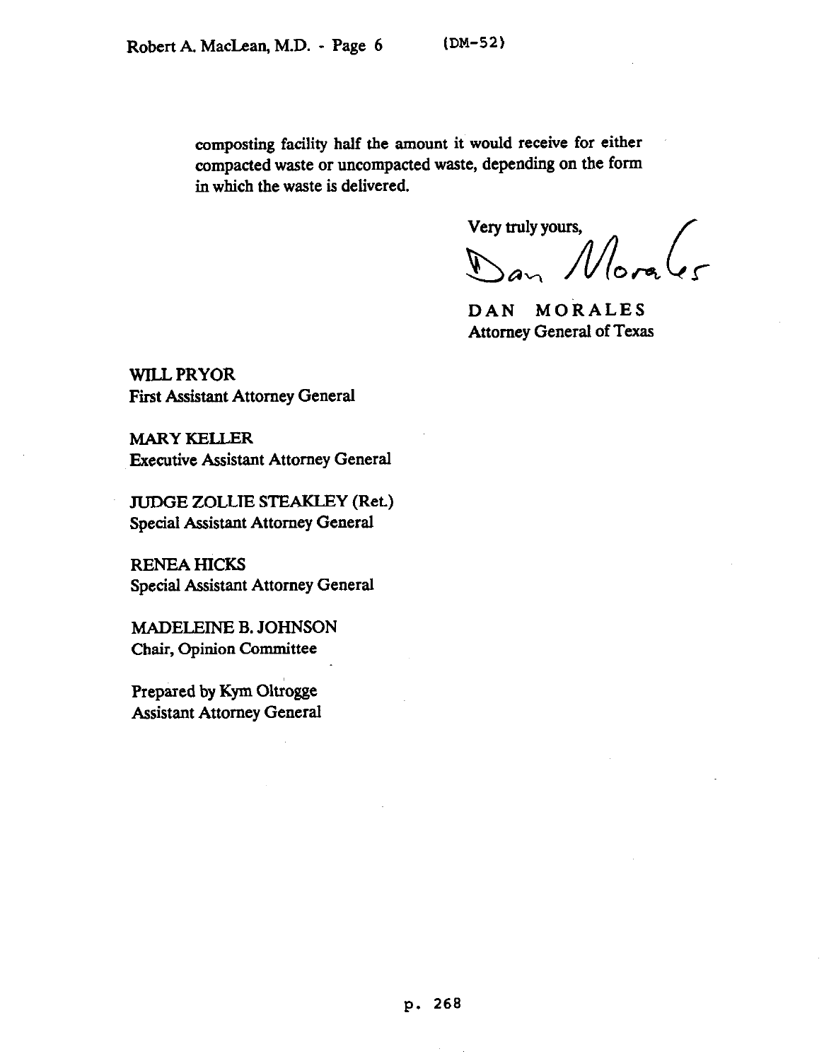composting facility half the amount it would receive for either compacted waste or uncompacted waste, depending on the form in which the waste is delivered.

Very truly yours,

Dan Morales

DAN MORALES
Attorney General of Texas

WILL PRYOR
First Assistant Attorney General

MARY KELLER
Executive Assistant Attorney General

JUDGE ZOLLIE STEAKLEY (Ret.)
Special Assistant Attorney General

RENEA HICKS
Special Assistant Attorney General

MADELEINE B. JOHNSON
Chair, Opinion Committee

Prepared by Kym Oltrogge
Assistant Attorney General